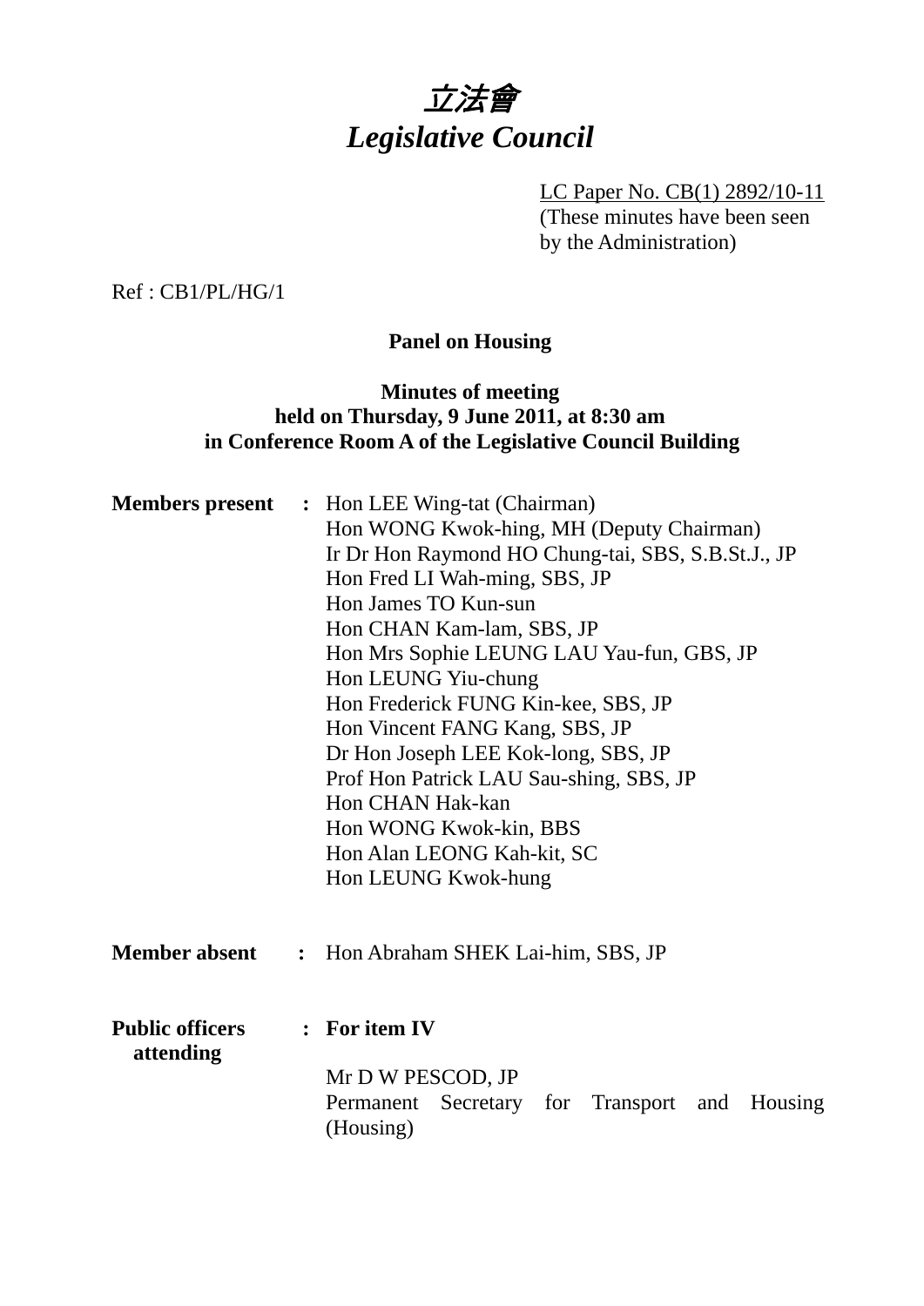# *立法會*
# *Legislative Council*

LC Paper No. CB(1) 2892/10-11
(These minutes have been seen by the Administration)

Ref : CB1/PL/HG/1

**Panel on Housing**

**Minutes of meeting**
**held on Thursday, 9 June 2011, at 8:30 am**
**in Conference Room A of the Legislative Council Building**

**Members present** : Hon LEE Wing-tat (Chairman)
Hon WONG Kwok-hing, MH (Deputy Chairman)
Ir Dr Hon Raymond HO Chung-tai, SBS, S.B.St.J., JP
Hon Fred LI Wah-ming, SBS, JP
Hon James TO Kun-sun
Hon CHAN Kam-lam, SBS, JP
Hon Mrs Sophie LEUNG LAU Yau-fun, GBS, JP
Hon LEUNG Yiu-chung
Hon Frederick FUNG Kin-kee, SBS, JP
Hon Vincent FANG Kang, SBS, JP
Dr Hon Joseph LEE Kok-long, SBS, JP
Prof Hon Patrick LAU Sau-shing, SBS, JP
Hon CHAN Hak-kan
Hon WONG Kwok-kin, BBS
Hon Alan LEONG Kah-kit, SC
Hon LEUNG Kwok-hung

**Member absent** : Hon Abraham SHEK Lai-him, SBS, JP

**Public officers attending** : **For item IV**

Mr D W PESCOD, JP
Permanent Secretary for Transport and Housing (Housing)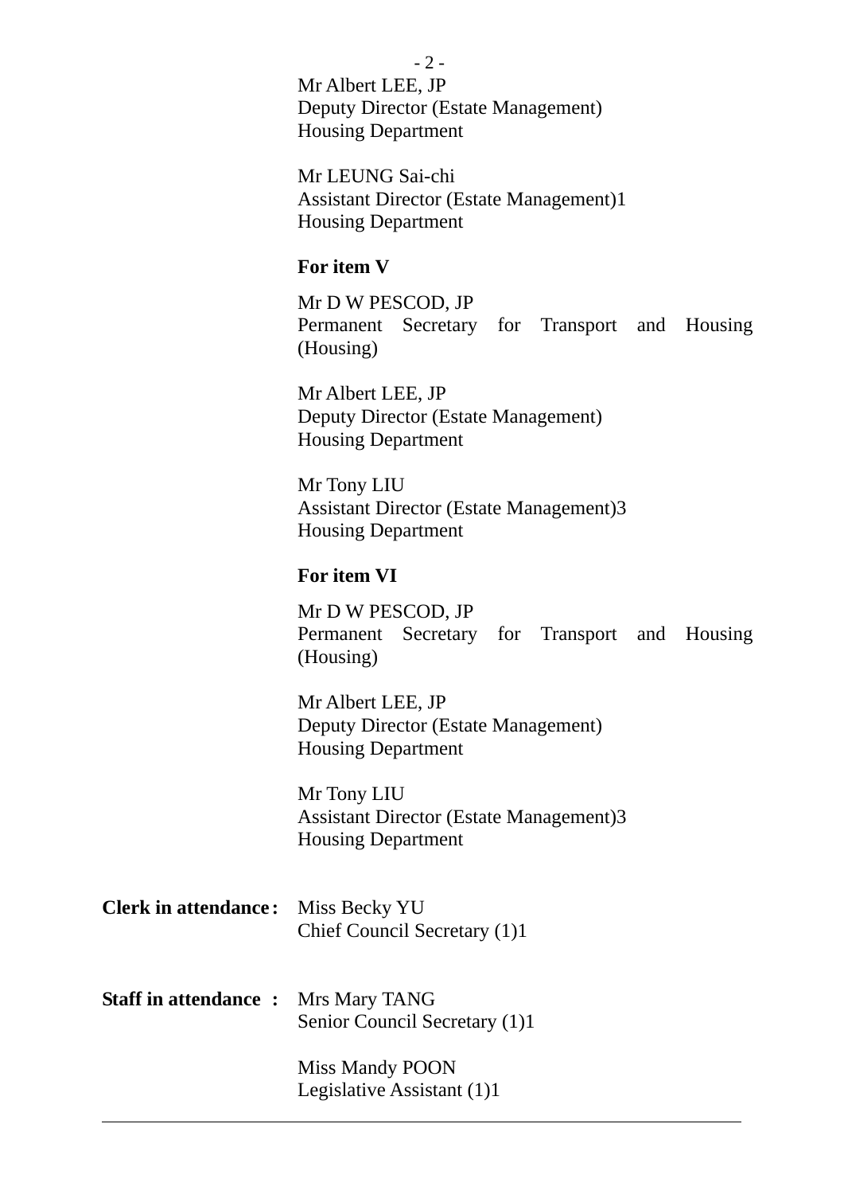Mr Albert LEE, JP
Deputy Director (Estate Management)
Housing Department

Mr LEUNG Sai-chi
Assistant Director (Estate Management)1
Housing Department

**For item V**

Mr D W PESCOD, JP
Permanent Secretary for Transport and Housing (Housing)

Mr Albert LEE, JP
Deputy Director (Estate Management)
Housing Department

Mr Tony LIU
Assistant Director (Estate Management)3
Housing Department

**For item VI**

Mr D W PESCOD, JP
Permanent Secretary for Transport and Housing (Housing)

Mr Albert LEE, JP
Deputy Director (Estate Management)
Housing Department

Mr Tony LIU
Assistant Director (Estate Management)3
Housing Department

**Clerk in attendance :** Miss Becky YU
Chief Council Secretary (1)1

**Staff in attendance :** Mrs Mary TANG
Senior Council Secretary (1)1

Miss Mandy POON
Legislative Assistant (1)1

---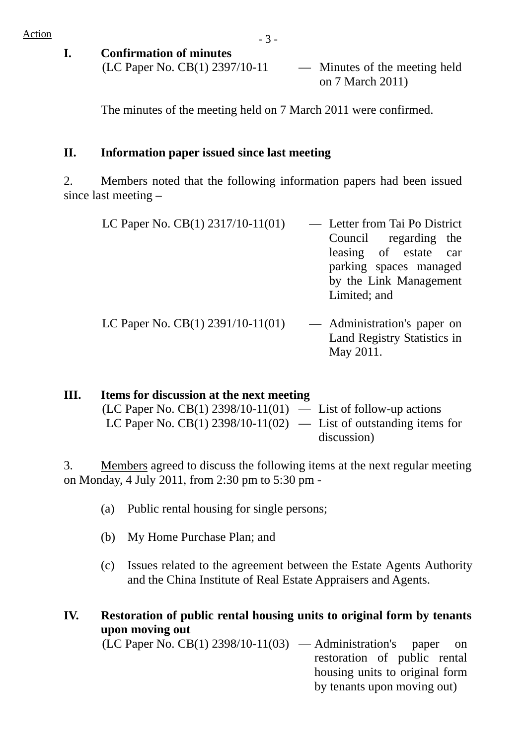Action

## I. Confirmation of minutes

(LC Paper No. CB(1) 2397/10-11 — Minutes of the meeting held on 7 March 2011)

The minutes of the meeting held on 7 March 2011 were confirmed.

## II. Information paper issued since last meeting

2. Members noted that the following information papers had been issued since last meeting –

LC Paper No. CB(1) 2317/10-11(01) — Letter from Tai Po District Council regarding the leasing of estate car parking spaces managed by the Link Management Limited; and

LC Paper No. CB(1) 2391/10-11(01) — Administration's paper on Land Registry Statistics in May 2011.

## III. Items for discussion at the next meeting

(LC Paper No. CB(1) 2398/10-11(01) — List of follow-up actions
LC Paper No. CB(1) 2398/10-11(02) — List of outstanding items for discussion)

3. Members agreed to discuss the following items at the next regular meeting on Monday, 4 July 2011, from 2:30 pm to 5:30 pm -

(a) Public rental housing for single persons;

(b) My Home Purchase Plan; and

(c) Issues related to the agreement between the Estate Agents Authority and the China Institute of Real Estate Appraisers and Agents.

## IV. Restoration of public rental housing units to original form by tenants upon moving out

(LC Paper No. CB(1) 2398/10-11(03) — Administration's paper on restoration of public rental housing units to original form by tenants upon moving out)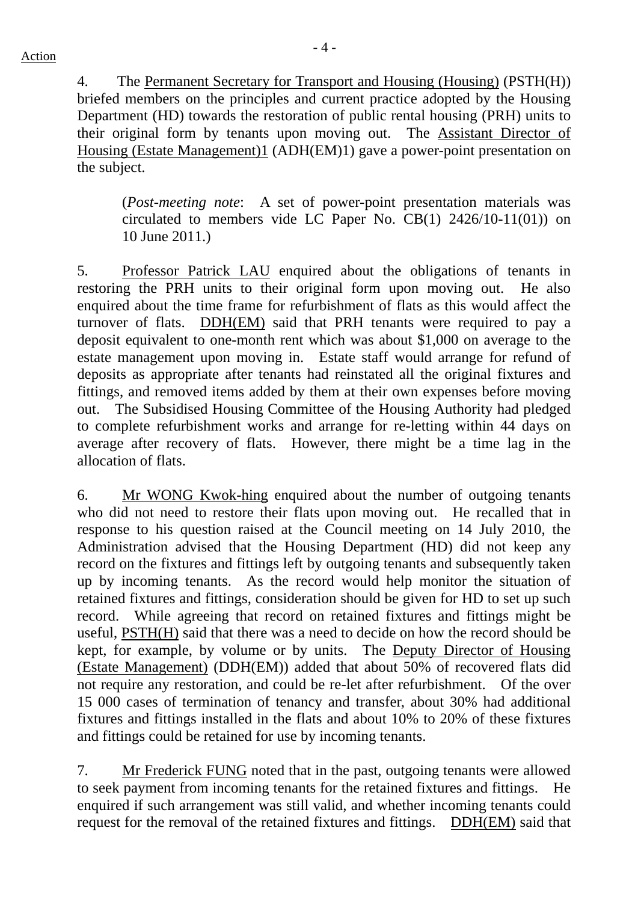4. The Permanent Secretary for Transport and Housing (Housing) (PSTH(H)) briefed members on the principles and current practice adopted by the Housing Department (HD) towards the restoration of public rental housing (PRH) units to their original form by tenants upon moving out. The Assistant Director of Housing (Estate Management)1 (ADH(EM)1) gave a power-point presentation on the subject.

> (*Post-meeting note*: A set of power-point presentation materials was circulated to members vide LC Paper No. CB(1) 2426/10-11(01)) on 10 June 2011.)

5. Professor Patrick LAU enquired about the obligations of tenants in restoring the PRH units to their original form upon moving out. He also enquired about the time frame for refurbishment of flats as this would affect the turnover of flats. DDH(EM) said that PRH tenants were required to pay a deposit equivalent to one-month rent which was about $1,000 on average to the estate management upon moving in. Estate staff would arrange for refund of deposits as appropriate after tenants had reinstated all the original fixtures and fittings, and removed items added by them at their own expenses before moving out. The Subsidised Housing Committee of the Housing Authority had pledged to complete refurbishment works and arrange for re-letting within 44 days on average after recovery of flats. However, there might be a time lag in the allocation of flats.

6. Mr WONG Kwok-hing enquired about the number of outgoing tenants who did not need to restore their flats upon moving out. He recalled that in response to his question raised at the Council meeting on 14 July 2010, the Administration advised that the Housing Department (HD) did not keep any record on the fixtures and fittings left by outgoing tenants and subsequently taken up by incoming tenants. As the record would help monitor the situation of retained fixtures and fittings, consideration should be given for HD to set up such record. While agreeing that record on retained fixtures and fittings might be useful, PSTH(H) said that there was a need to decide on how the record should be kept, for example, by volume or by units. The Deputy Director of Housing (Estate Management) (DDH(EM)) added that about 50% of recovered flats did not require any restoration, and could be re-let after refurbishment. Of the over 15 000 cases of termination of tenancy and transfer, about 30% had additional fixtures and fittings installed in the flats and about 10% to 20% of these fixtures and fittings could be retained for use by incoming tenants.

7. Mr Frederick FUNG noted that in the past, outgoing tenants were allowed to seek payment from incoming tenants for the retained fixtures and fittings. He enquired if such arrangement was still valid, and whether incoming tenants could request for the removal of the retained fixtures and fittings. DDH(EM) said that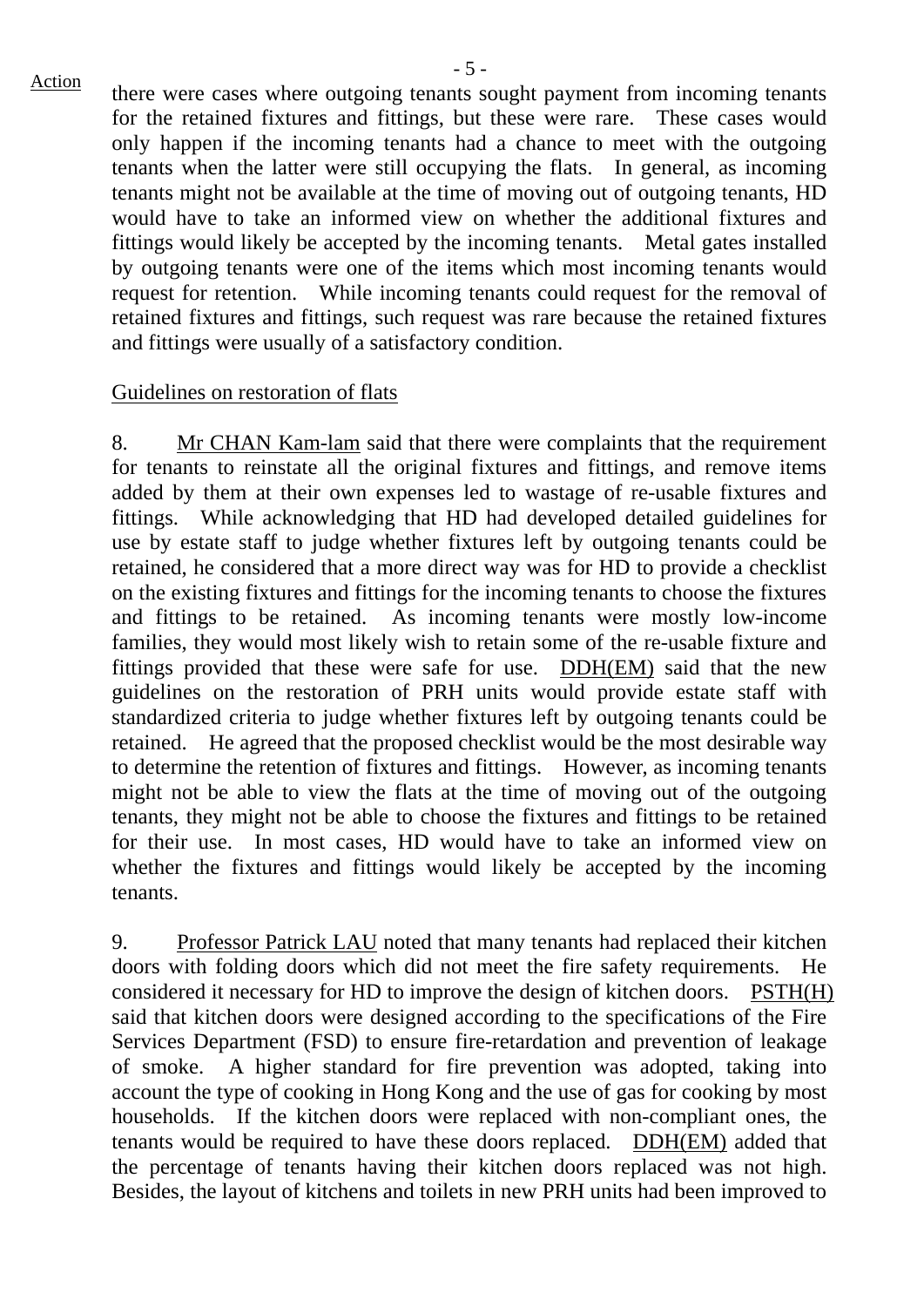there were cases where outgoing tenants sought payment from incoming tenants for the retained fixtures and fittings, but these were rare. These cases would only happen if the incoming tenants had a chance to meet with the outgoing tenants when the latter were still occupying the flats. In general, as incoming tenants might not be available at the time of moving out of outgoing tenants, HD would have to take an informed view on whether the additional fixtures and fittings would likely be accepted by the incoming tenants. Metal gates installed by outgoing tenants were one of the items which most incoming tenants would request for retention. While incoming tenants could request for the removal of retained fixtures and fittings, such request was rare because the retained fixtures and fittings were usually of a satisfactory condition.

Guidelines on restoration of flats

8. Mr CHAN Kam-lam said that there were complaints that the requirement for tenants to reinstate all the original fixtures and fittings, and remove items added by them at their own expenses led to wastage of re-usable fixtures and fittings. While acknowledging that HD had developed detailed guidelines for use by estate staff to judge whether fixtures left by outgoing tenants could be retained, he considered that a more direct way was for HD to provide a checklist on the existing fixtures and fittings for the incoming tenants to choose the fixtures and fittings to be retained. As incoming tenants were mostly low-income families, they would most likely wish to retain some of the re-usable fixture and fittings provided that these were safe for use. DDH(EM) said that the new guidelines on the restoration of PRH units would provide estate staff with standardized criteria to judge whether fixtures left by outgoing tenants could be retained. He agreed that the proposed checklist would be the most desirable way to determine the retention of fixtures and fittings. However, as incoming tenants might not be able to view the flats at the time of moving out of the outgoing tenants, they might not be able to choose the fixtures and fittings to be retained for their use. In most cases, HD would have to take an informed view on whether the fixtures and fittings would likely be accepted by the incoming tenants.

9. Professor Patrick LAU noted that many tenants had replaced their kitchen doors with folding doors which did not meet the fire safety requirements. He considered it necessary for HD to improve the design of kitchen doors. PSTH(H) said that kitchen doors were designed according to the specifications of the Fire Services Department (FSD) to ensure fire-retardation and prevention of leakage of smoke. A higher standard for fire prevention was adopted, taking into account the type of cooking in Hong Kong and the use of gas for cooking by most households. If the kitchen doors were replaced with non-compliant ones, the tenants would be required to have these doors replaced. DDH(EM) added that the percentage of tenants having their kitchen doors replaced was not high. Besides, the layout of kitchens and toilets in new PRH units had been improved to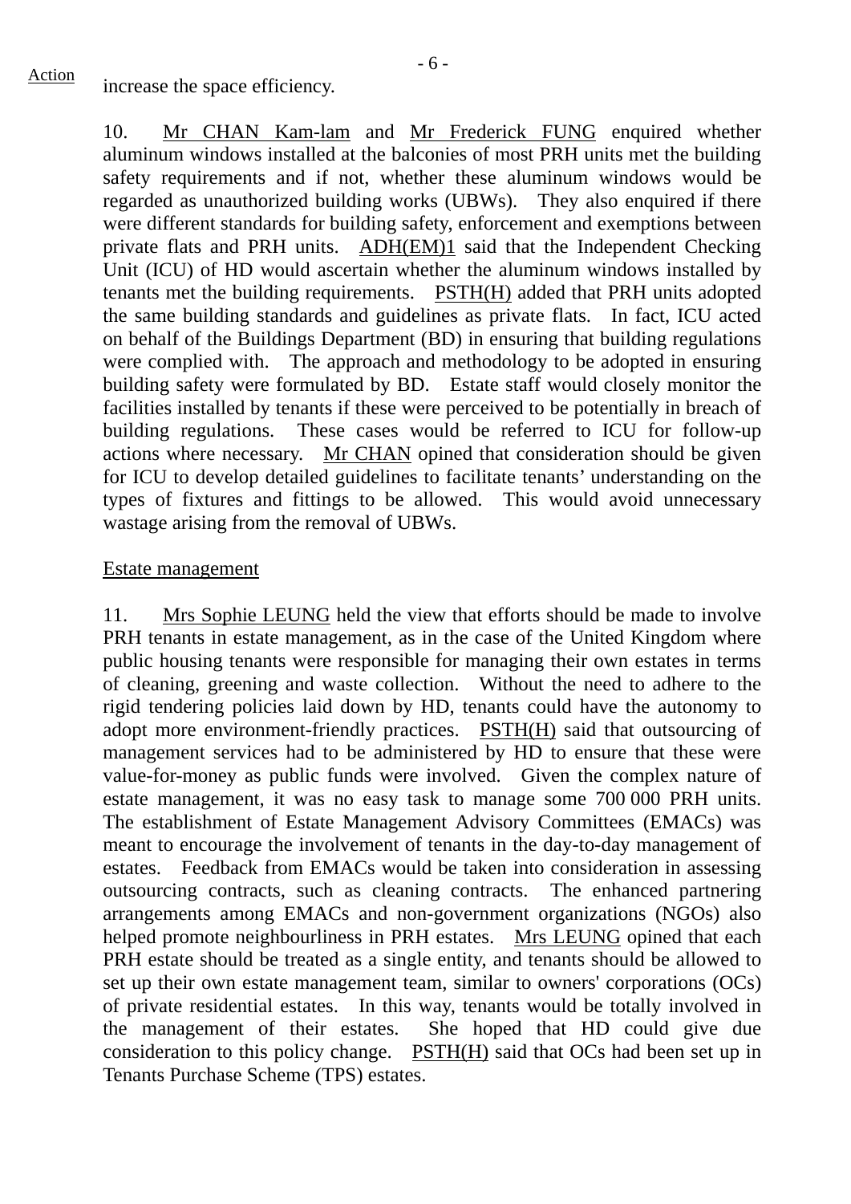increase the space efficiency.

10. Mr CHAN Kam-lam and Mr Frederick FUNG enquired whether aluminum windows installed at the balconies of most PRH units met the building safety requirements and if not, whether these aluminum windows would be regarded as unauthorized building works (UBWs). They also enquired if there were different standards for building safety, enforcement and exemptions between private flats and PRH units. ADH(EM)1 said that the Independent Checking Unit (ICU) of HD would ascertain whether the aluminum windows installed by tenants met the building requirements. PSTH(H) added that PRH units adopted the same building standards and guidelines as private flats. In fact, ICU acted on behalf of the Buildings Department (BD) in ensuring that building regulations were complied with. The approach and methodology to be adopted in ensuring building safety were formulated by BD. Estate staff would closely monitor the facilities installed by tenants if these were perceived to be potentially in breach of building regulations. These cases would be referred to ICU for follow-up actions where necessary. Mr CHAN opined that consideration should be given for ICU to develop detailed guidelines to facilitate tenants' understanding on the types of fixtures and fittings to be allowed. This would avoid unnecessary wastage arising from the removal of UBWs.

Estate management

11. Mrs Sophie LEUNG held the view that efforts should be made to involve PRH tenants in estate management, as in the case of the United Kingdom where public housing tenants were responsible for managing their own estates in terms of cleaning, greening and waste collection. Without the need to adhere to the rigid tendering policies laid down by HD, tenants could have the autonomy to adopt more environment-friendly practices. PSTH(H) said that outsourcing of management services had to be administered by HD to ensure that these were value-for-money as public funds were involved. Given the complex nature of estate management, it was no easy task to manage some 700 000 PRH units. The establishment of Estate Management Advisory Committees (EMACs) was meant to encourage the involvement of tenants in the day-to-day management of estates. Feedback from EMACs would be taken into consideration in assessing outsourcing contracts, such as cleaning contracts. The enhanced partnering arrangements among EMACs and non-government organizations (NGOs) also helped promote neighbourliness in PRH estates. Mrs LEUNG opined that each PRH estate should be treated as a single entity, and tenants should be allowed to set up their own estate management team, similar to owners' corporations (OCs) of private residential estates. In this way, tenants would be totally involved in the management of their estates. She hoped that HD could give due consideration to this policy change. PSTH(H) said that OCs had been set up in Tenants Purchase Scheme (TPS) estates.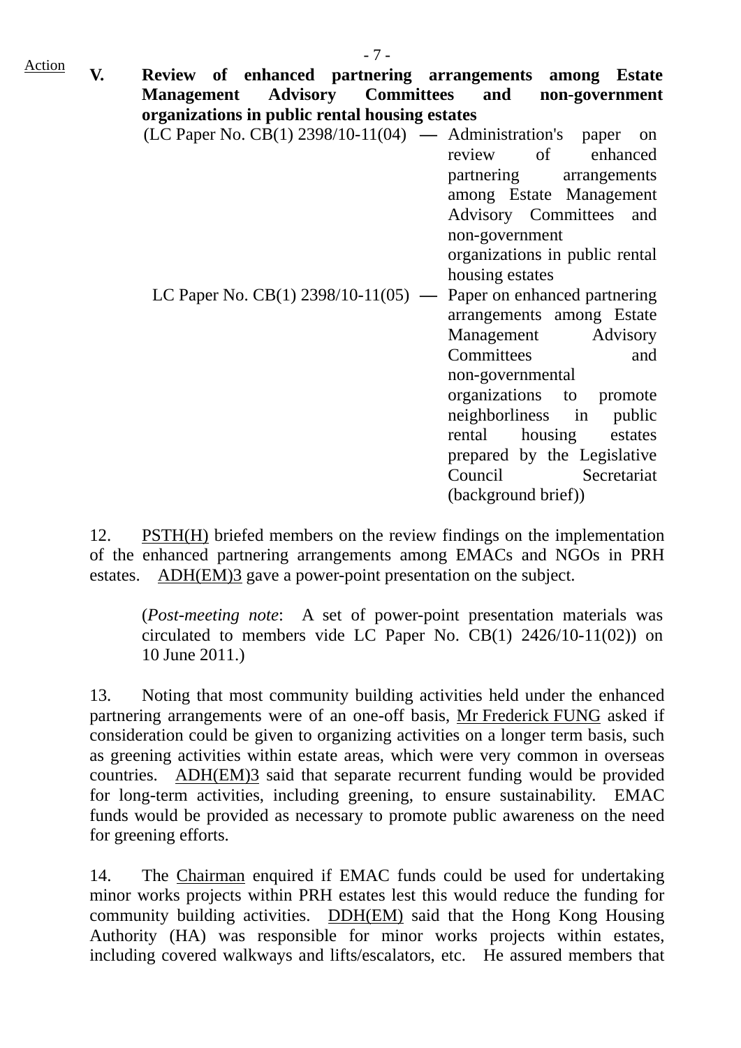Action

**V. Review of enhanced partnering arrangements among Estate Management Advisory Committees and non-government organizations in public rental housing estates**

(LC Paper No. CB(1) 2398/10-11(04) — Administration's paper on review of enhanced partnering arrangements among Estate Management Advisory Committees and non-government organizations in public rental housing estates

LC Paper No. CB(1) 2398/10-11(05) — Paper on enhanced partnering arrangements among Estate Management Advisory Committees and non-governmental organizations to promote neighborliness in public rental housing estates prepared by the Legislative Council Secretariat (background brief))

12. PSTH(H) briefed members on the review findings on the implementation of the enhanced partnering arrangements among EMACs and NGOs in PRH estates. ADH(EM)3 gave a power-point presentation on the subject.

(*Post-meeting note*: A set of power-point presentation materials was circulated to members vide LC Paper No. CB(1) 2426/10-11(02)) on 10 June 2011.)

13. Noting that most community building activities held under the enhanced partnering arrangements were of an one-off basis, Mr Frederick FUNG asked if consideration could be given to organizing activities on a longer term basis, such as greening activities within estate areas, which were very common in overseas countries. ADH(EM)3 said that separate recurrent funding would be provided for long-term activities, including greening, to ensure sustainability. EMAC funds would be provided as necessary to promote public awareness on the need for greening efforts.

14. The Chairman enquired if EMAC funds could be used for undertaking minor works projects within PRH estates lest this would reduce the funding for community building activities. DDH(EM) said that the Hong Kong Housing Authority (HA) was responsible for minor works projects within estates, including covered walkways and lifts/escalators, etc. He assured members that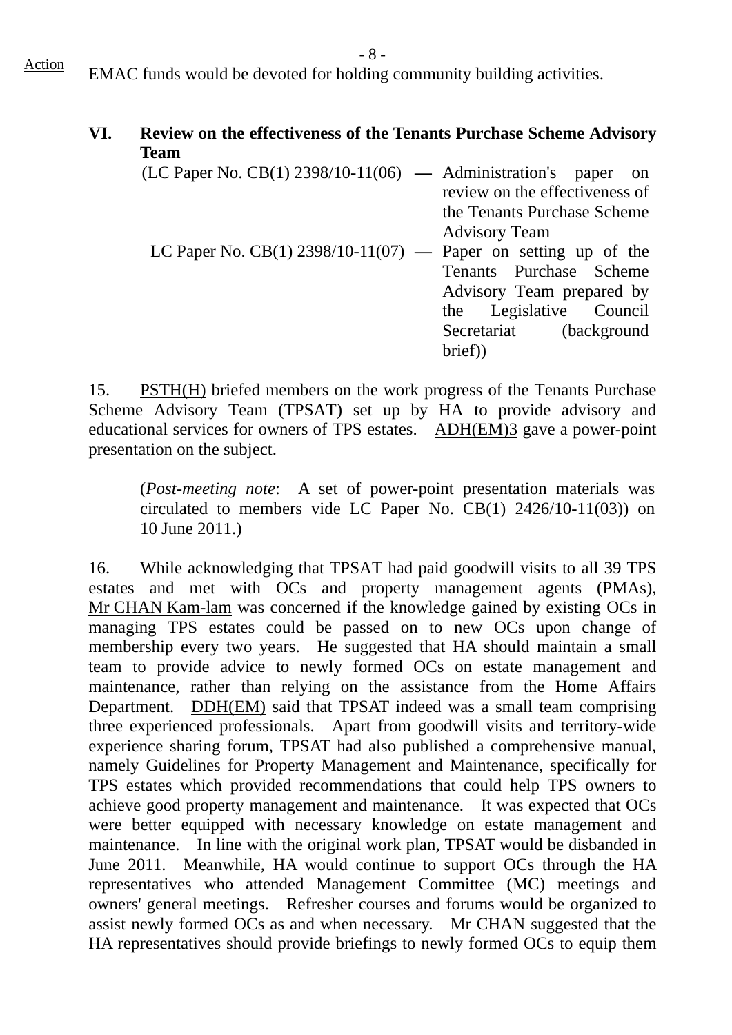Action

EMAC funds would be devoted for holding community building activities.

## VI. Review on the effectiveness of the Tenants Purchase Scheme Advisory Team

(LC Paper No. CB(1) 2398/10-11(06) — Administration's paper on review on the effectiveness of the Tenants Purchase Scheme Advisory Team

LC Paper No. CB(1) 2398/10-11(07) — Paper on setting up of the Tenants Purchase Scheme Advisory Team prepared by the Legislative Council Secretariat (background brief))

15. PSTH(H) briefed members on the work progress of the Tenants Purchase Scheme Advisory Team (TPSAT) set up by HA to provide advisory and educational services for owners of TPS estates. ADH(EM)3 gave a power-point presentation on the subject.

(*Post-meeting note*: A set of power-point presentation materials was circulated to members vide LC Paper No. CB(1) 2426/10-11(03)) on 10 June 2011.)

16. While acknowledging that TPSAT had paid goodwill visits to all 39 TPS estates and met with OCs and property management agents (PMAs), Mr CHAN Kam-lam was concerned if the knowledge gained by existing OCs in managing TPS estates could be passed on to new OCs upon change of membership every two years. He suggested that HA should maintain a small team to provide advice to newly formed OCs on estate management and maintenance, rather than relying on the assistance from the Home Affairs Department. DDH(EM) said that TPSAT indeed was a small team comprising three experienced professionals. Apart from goodwill visits and territory-wide experience sharing forum, TPSAT had also published a comprehensive manual, namely Guidelines for Property Management and Maintenance, specifically for TPS estates which provided recommendations that could help TPS owners to achieve good property management and maintenance. It was expected that OCs were better equipped with necessary knowledge on estate management and maintenance. In line with the original work plan, TPSAT would be disbanded in June 2011. Meanwhile, HA would continue to support OCs through the HA representatives who attended Management Committee (MC) meetings and owners' general meetings. Refresher courses and forums would be organized to assist newly formed OCs as and when necessary. Mr CHAN suggested that the HA representatives should provide briefings to newly formed OCs to equip them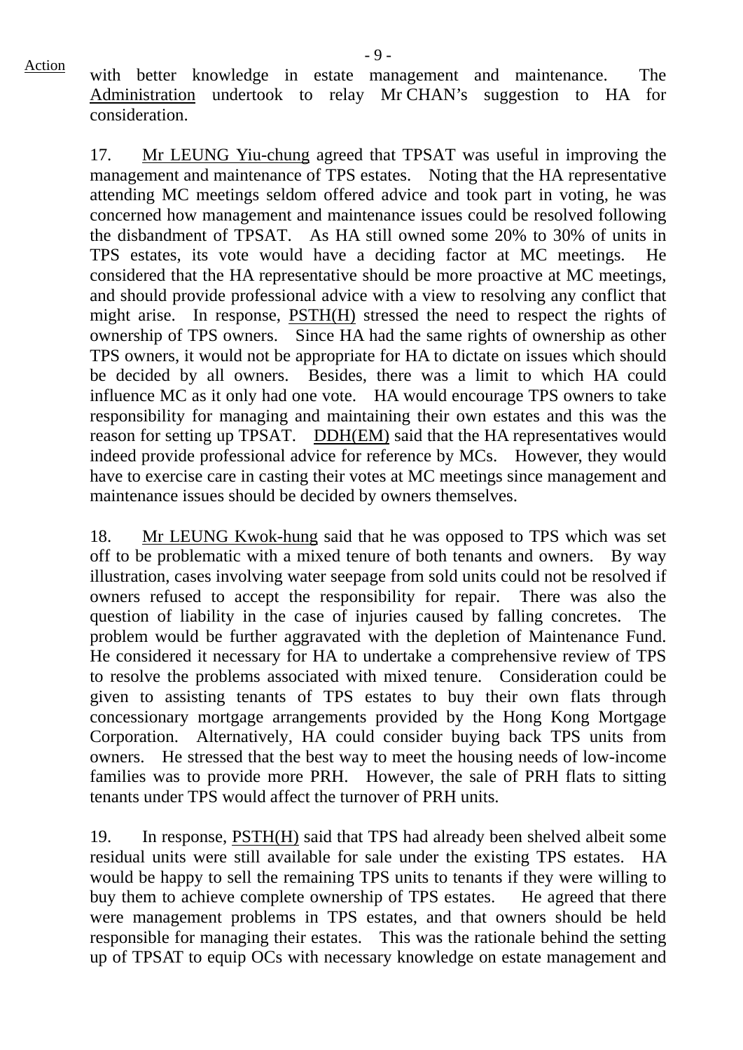with better knowledge in estate management and maintenance. The Administration undertook to relay Mr CHAN's suggestion to HA for consideration.

17. Mr LEUNG Yiu-chung agreed that TPSAT was useful in improving the management and maintenance of TPS estates. Noting that the HA representative attending MC meetings seldom offered advice and took part in voting, he was concerned how management and maintenance issues could be resolved following the disbandment of TPSAT. As HA still owned some 20% to 30% of units in TPS estates, its vote would have a deciding factor at MC meetings. He considered that the HA representative should be more proactive at MC meetings, and should provide professional advice with a view to resolving any conflict that might arise. In response, PSTH(H) stressed the need to respect the rights of ownership of TPS owners. Since HA had the same rights of ownership as other TPS owners, it would not be appropriate for HA to dictate on issues which should be decided by all owners. Besides, there was a limit to which HA could influence MC as it only had one vote. HA would encourage TPS owners to take responsibility for managing and maintaining their own estates and this was the reason for setting up TPSAT. DDH(EM) said that the HA representatives would indeed provide professional advice for reference by MCs. However, they would have to exercise care in casting their votes at MC meetings since management and maintenance issues should be decided by owners themselves.

18. Mr LEUNG Kwok-hung said that he was opposed to TPS which was set off to be problematic with a mixed tenure of both tenants and owners. By way illustration, cases involving water seepage from sold units could not be resolved if owners refused to accept the responsibility for repair. There was also the question of liability in the case of injuries caused by falling concretes. The problem would be further aggravated with the depletion of Maintenance Fund. He considered it necessary for HA to undertake a comprehensive review of TPS to resolve the problems associated with mixed tenure. Consideration could be given to assisting tenants of TPS estates to buy their own flats through concessionary mortgage arrangements provided by the Hong Kong Mortgage Corporation. Alternatively, HA could consider buying back TPS units from owners. He stressed that the best way to meet the housing needs of low-income families was to provide more PRH. However, the sale of PRH flats to sitting tenants under TPS would affect the turnover of PRH units.

19. In response, PSTH(H) said that TPS had already been shelved albeit some residual units were still available for sale under the existing TPS estates. HA would be happy to sell the remaining TPS units to tenants if they were willing to buy them to achieve complete ownership of TPS estates. He agreed that there were management problems in TPS estates, and that owners should be held responsible for managing their estates. This was the rationale behind the setting up of TPSAT to equip OCs with necessary knowledge on estate management and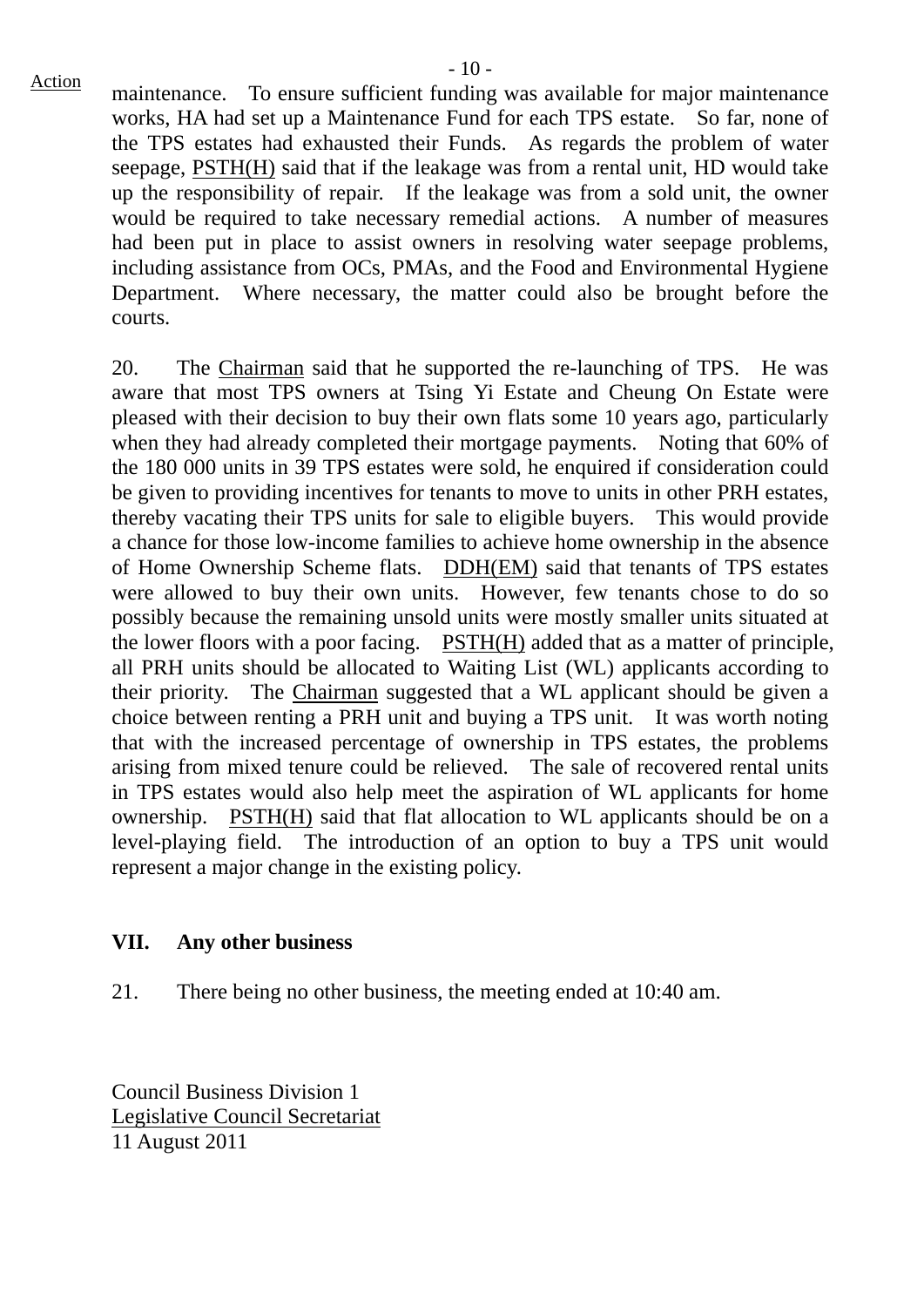Action

maintenance. To ensure sufficient funding was available for major maintenance works, HA had set up a Maintenance Fund for each TPS estate. So far, none of the TPS estates had exhausted their Funds. As regards the problem of water seepage, PSTH(H) said that if the leakage was from a rental unit, HD would take up the responsibility of repair. If the leakage was from a sold unit, the owner would be required to take necessary remedial actions. A number of measures had been put in place to assist owners in resolving water seepage problems, including assistance from OCs, PMAs, and the Food and Environmental Hygiene Department. Where necessary, the matter could also be brought before the courts.

20. The Chairman said that he supported the re-launching of TPS. He was aware that most TPS owners at Tsing Yi Estate and Cheung On Estate were pleased with their decision to buy their own flats some 10 years ago, particularly when they had already completed their mortgage payments. Noting that 60% of the 180 000 units in 39 TPS estates were sold, he enquired if consideration could be given to providing incentives for tenants to move to units in other PRH estates, thereby vacating their TPS units for sale to eligible buyers. This would provide a chance for those low-income families to achieve home ownership in the absence of Home Ownership Scheme flats. DDH(EM) said that tenants of TPS estates were allowed to buy their own units. However, few tenants chose to do so possibly because the remaining unsold units were mostly smaller units situated at the lower floors with a poor facing. PSTH(H) added that as a matter of principle, all PRH units should be allocated to Waiting List (WL) applicants according to their priority. The Chairman suggested that a WL applicant should be given a choice between renting a PRH unit and buying a TPS unit. It was worth noting that with the increased percentage of ownership in TPS estates, the problems arising from mixed tenure could be relieved. The sale of recovered rental units in TPS estates would also help meet the aspiration of WL applicants for home ownership. PSTH(H) said that flat allocation to WL applicants should be on a level-playing field. The introduction of an option to buy a TPS unit would represent a major change in the existing policy.

## VII. Any other business

21. There being no other business, the meeting ended at 10:40 am.

Council Business Division 1
Legislative Council Secretariat
11 August 2011